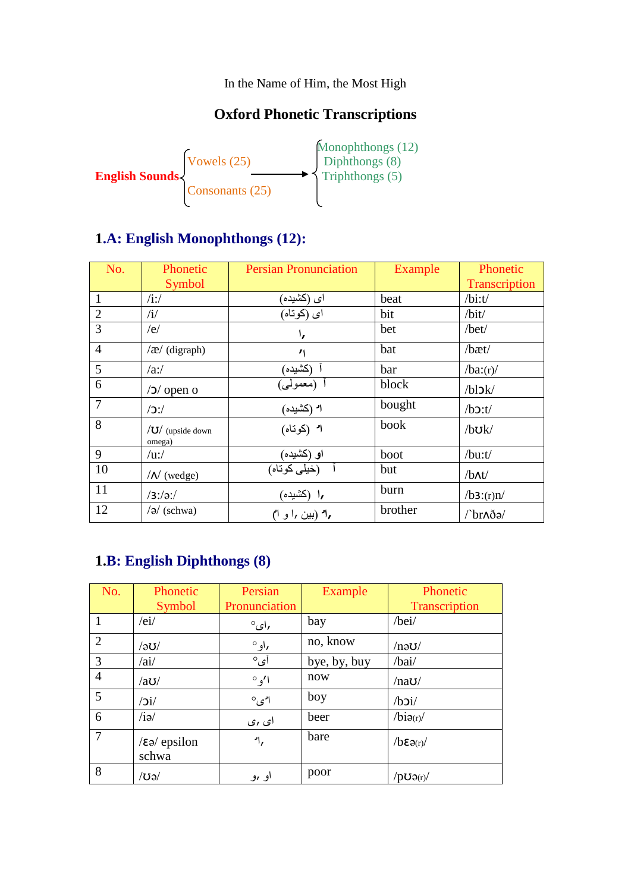In the Name of Him, the Most High

# Oxford Phonetic Transcriptions

**English Sounds**
- Vowels (25) → 
  - Monophthongs (12)
  - Diphthongs (8)
  - Triphthongs (5)
- Consonants (25)

## 1.A: English Monophthongs (12):

| No. | Phonetic Symbol | Persian Pronunciation | Example | Phonetic Transcription |
|---|---|---|---|---|
| 1 | /i:/ | ای (کشیده) | beat | /bi:t/ |
| 2 | /i/ | ای (کوتاه) | bit | /bit/ |
| 3 | /e/ | اِ | bet | /bet/ |
| 4 | /æ/ (digraph) | اَ | bat | /bæt/ |
| 5 | /a:/ | آ (کشیده) | bar | /ba:(r)/ |
| 6 | /ɔ/ open o | آ (معمولی) | block | /blɔk/ |
| 7 | /ɔ:/ | اُ (کشیده) | bought | /bɔ:t/ |
| 8 | /ʊ/ (upside down omega) | اُ (کوتاه) | book | /bʊk/ |
| 9 | /u:/ | او (کشیده) | boot | /bu:t/ |
| 10 | /ʌ/ (wedge) | آ (خیلی کوتاه) | but | /bʌt/ |
| 11 | /ɜ:/ə:/ | اِ (کشیده) | burn | /bɜ:(r)n/ |
| 12 | /ə/ (schwa) | اِ اُ (بین اِ و ا) | brother | /`brʌðə/ |

## 1.B: English Diphthongs (8)

| No. | Phonetic Symbol | Persian Pronunciation | Example | Phonetic Transcription |
|---|---|---|---|---|
| 1 | /ei/ | اِی° | bay | /bei/ |
| 2 | /əʊ/ | اِو° | no, know | /nəʊ/ |
| 3 | /ai/ | آی° | bye, by, buy | /bai/ |
| 4 | /aʊ/ | اُو° | now | /naʊ/ |
| 5 | /ɔi/ | اُی° | boy | /bɔi/ |
| 6 | /iə/ | ای یِ | beer | /biə(r)/ |
| 7 | /ɛə/ epsilon schwa | اِاُ | bare | /bɛə(r)/ |
| 8 | /ʊə/ | او وِ | poor | /pʊə(r)/ |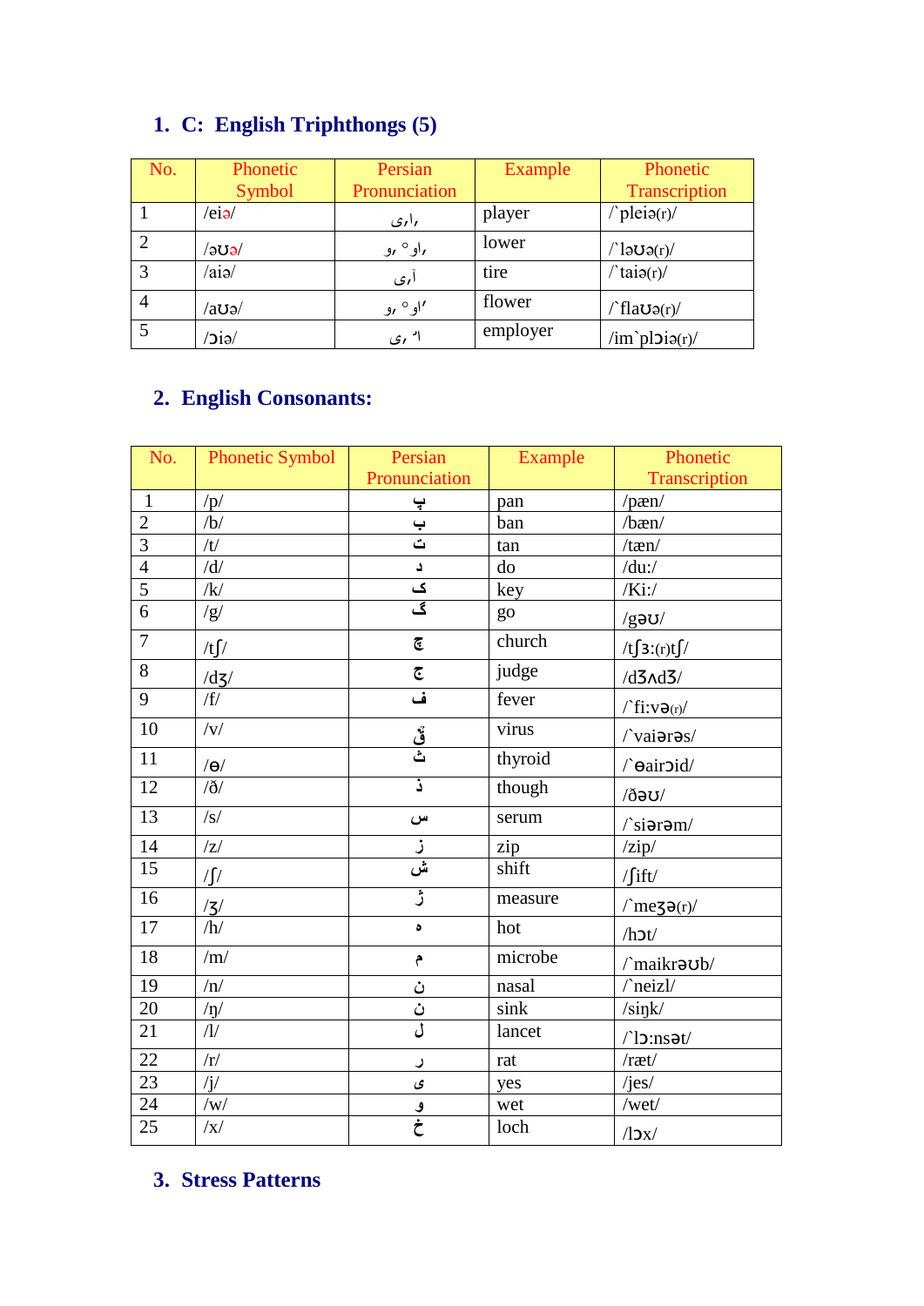## 1. C: English Triphthongs (5)

| No. | Phonetic Symbol | Persian Pronunciation | Example | Phonetic Transcription |
|---|---|---|---|---|
| 1 | /eiə/ | ,ای | player | /`pleiə(r)/ |
| 2 | /əʊə/ | ,او° ,و | lower | /`ləʊə(r)/ |
| 3 | /aiə/ | آی, | tire | /`taiə(r)/ |
| 4 | /aʊə/ | او° ,و | flower | /`flaʊə(r)/ |
| 5 | /ɔiə/ | ا◌ٔ ,ی | employer | /im`plɔiə(r)/ |

## 2. English Consonants:

| No. | Phonetic Symbol | Persian Pronunciation | Example | Phonetic Transcription |
|---|---|---|---|---|
| 1 | /p/ | پ | pan | /pæn/ |
| 2 | /b/ | ب | ban | /bæn/ |
| 3 | /t/ | ت | tan | /tæn/ |
| 4 | /d/ | د | do | /du:/ |
| 5 | /k/ | ک | key | /Ki:/ |
| 6 | /g/ | گ | go | /gəʊ/ |
| 7 | /tʃ/ | چ | church | /tʃɜ:(r)tʃ/ |
| 8 | /dʒ/ | ج | judge | /dʒʌdʒ/ |
| 9 | /f/ | ف | fever | /`fi:və(r)/ |
| 10 | /v/ | ڤ | virus | /`vaiərəs/ |
| 11 | /ɵ/ | ث | thyroid | /`ɵairɔid/ |
| 12 | /ð/ | ذ | though | /ðəʊ/ |
| 13 | /s/ | س | serum | /`siərəm/ |
| 14 | /z/ | ز | zip | /zip/ |
| 15 | /ʃ/ | ش | shift | /ʃift/ |
| 16 | /ʒ/ | ژ | measure | /`meʒə(r)/ |
| 17 | /h/ | ه | hot | /hɔt/ |
| 18 | /m/ | م | microbe | /`maikrəʊb/ |
| 19 | /n/ | ن | nasal | /`neizl/ |
| 20 | /ŋ/ | ن | sink | /siŋk/ |
| 21 | /l/ | ل | lancet | /`lɔ:nsət/ |
| 22 | /r/ | ر | rat | /ræt/ |
| 23 | /j/ | ی | yes | /jes/ |
| 24 | /w/ | و | wet | /wet/ |
| 25 | /x/ | خ | loch | /lɔx/ |

## 3. Stress Patterns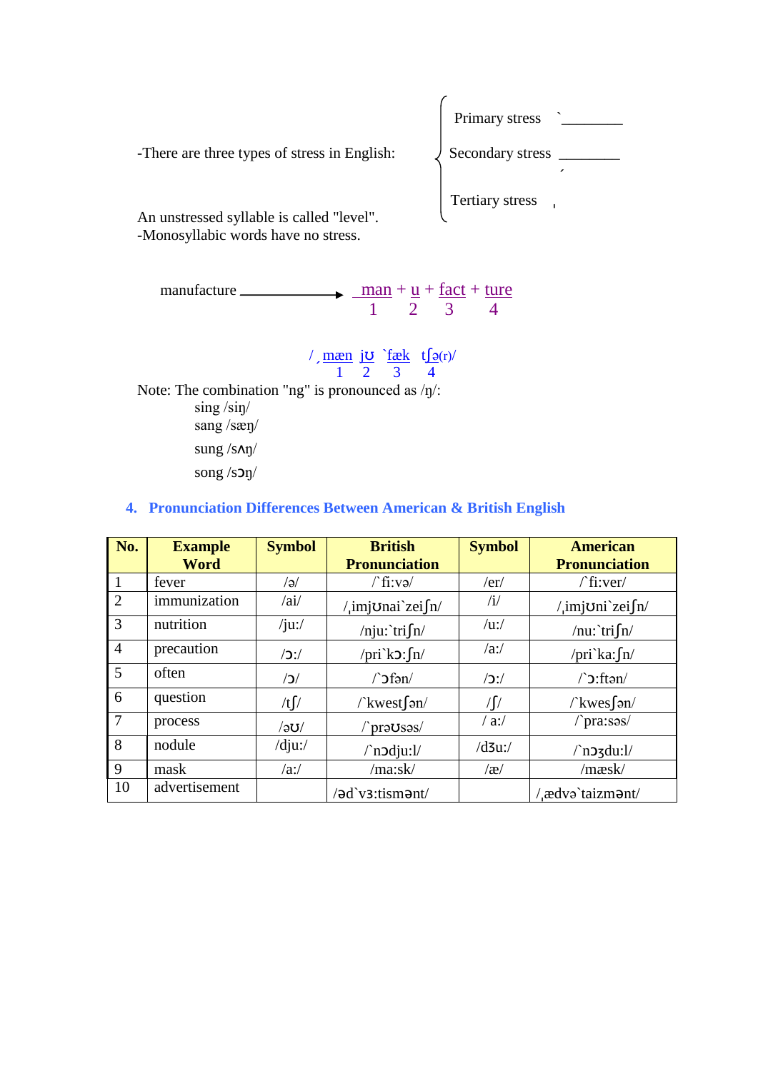-There are three types of stress in English:

- Primary stress `________
- Secondary stress ________ ˏ
- Tertiary stress ˌ

An unstressed syllable is called "level".
-Monosyllabic words have no stress.

manufacture ————→ man + u + fact + ture
1 2 3 4

/ˏmæn jʊ `fæk tʃə(r)/
1 2 3 4

Note: The combination "ng" is pronounced as /ŋ/:

sing /siŋ/
sang /sæŋ/
sung /sʌŋ/
song /sɔŋ/

### 4. Pronunciation Differences Between American & British English

| No. | Example Word | Symbol | British Pronunciation | Symbol | American Pronunciation |
|---|---|---|---|---|---|
| 1 | fever | /ə/ | /`fi:və/ | /er/ | /`fi:ver/ |
| 2 | immunization | /ai/ | /ˌimjʊnai`zeiʃn/ | /i/ | /ˌimjʊni`zeiʃn/ |
| 3 | nutrition | /ju:/ | /nju:`triʃn/ | /u:/ | /nu:`triʃn/ |
| 4 | precaution | /ɔ:/ | /pri`kɔ:ʃn/ | /a:/ | /pri`ka:ʃn/ |
| 5 | often | /ɔ/ | /`ɔfən/ | /ɔ:/ | /`ɔ:ftən/ |
| 6 | question | /tʃ/ | /`kwestʃən/ | /ʃ/ | /`kwesʃən/ |
| 7 | process | /əʊ/ | /`prəʊsəs/ | / a:/ | /`pra:səs/ |
| 8 | nodule | /dju:/ | /`nɔdju:l/ | /dʒu:/ | /`nɔʒdu:l/ |
| 9 | mask | /a:/ | /ma:sk/ | /æ/ | /mæsk/ |
| 10 | advertisement | | /əd`vɜ:tismənt/ | | /ˌædvə`taizmənt/ |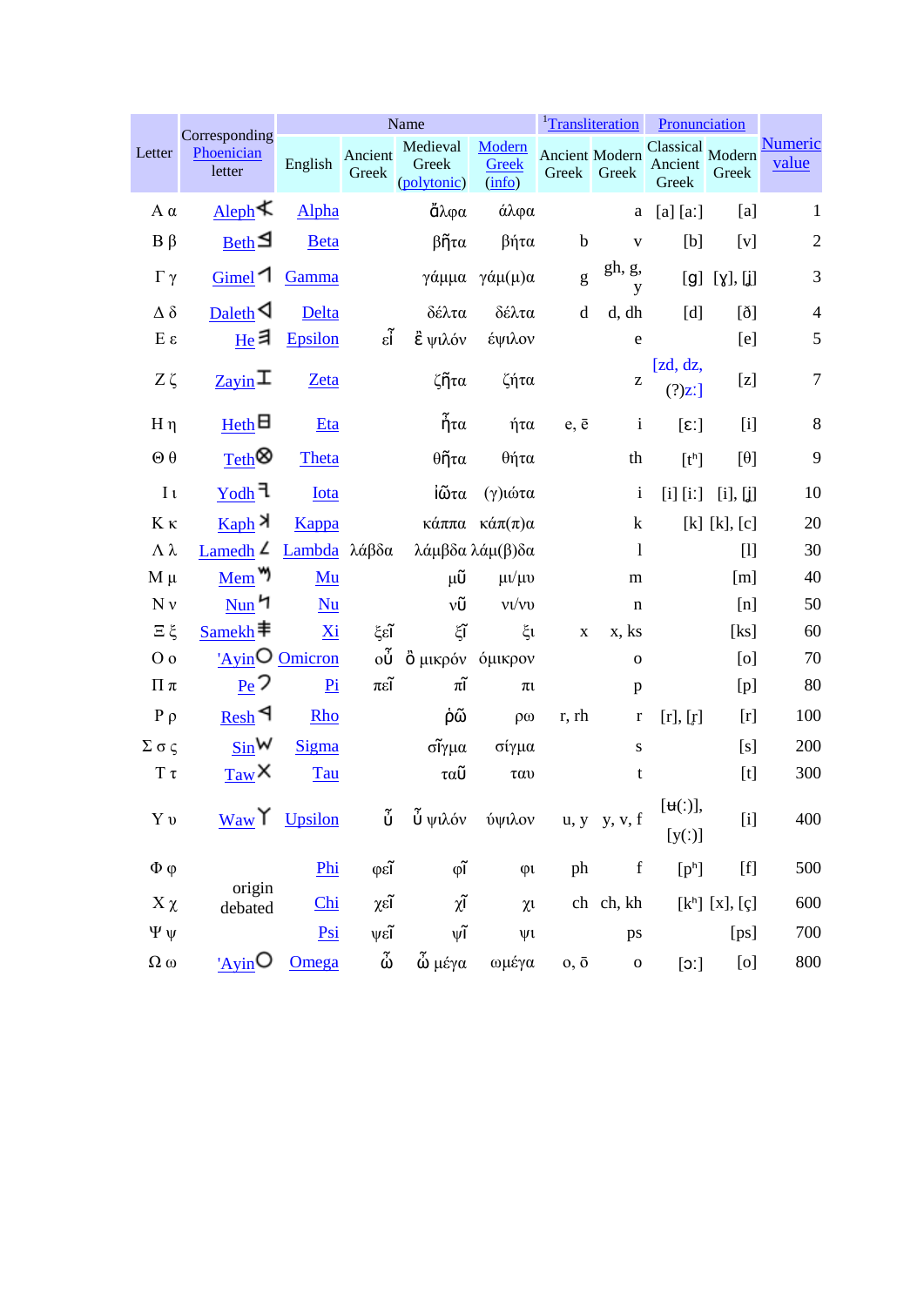| Letter | Corresponding Phoenician letter | Name | | | | [1]Transliteration | | Pronunciation | | Numeric value |
|---|---|---|---|---|---|---|---|---|---|---|
| | | English | Ancient Greek | Medieval Greek (polytonic) | Modern Greek (info) | Ancient Greek | Modern Greek | Classical Ancient Greek | Modern Greek | |
| Α α | Aleph | Alpha | | ἄλφα | άλφα | | a | [a] [aː] | [a] | 1 |
| Β β | Beth | Beta | | βῆτα | βήτα | b | v | [b] | [v] | 2 |
| Γ γ | Gimel | Gamma | | γάμμα | γάμ(μ)α | g | gh, g, y | [ɡ] | [ɣ], [ʝ] | 3 |
| Δ δ | Daleth | Delta | | δέλτα | δέλτα | d | d, dh | [d] | [ð] | 4 |
| Ε ε | He | Epsilon | εἶ | ἒ ψιλόν | έψιλον | | e | | [e] | 5 |
| Ζ ζ | Zayin | Zeta | | ζῆτα | ζήτα | | z | [zd, dz, (?)zː] | [z] | 7 |
| Η η | Heth | Eta | | ἦτα | ήτα | e, ē | i | [ɛː] | [i] | 8 |
| Θ θ | Teth | Theta | | θῆτα | θήτα | | th | [tʰ] | [θ] | 9 |
| Ι ι | Yodh | Iota | | ἰῶτα | (γ)ιώτα | | i | [i] [iː] | [i], [ʝ] | 10 |
| Κ κ | Kaph | Kappa | | κάππα | κάπ(π)α | | k | [k] | [k], [c] | 20 |
| Λ λ | Lamedh | Lambda | λάβδα | λάμβδα | λάμ(β)δα | | l | | [l] | 30 |
| Μ μ | Mem | Mu | | μῦ | μι/μυ | | m | | [m] | 40 |
| Ν ν | Nun | Nu | | νῦ | νι/νυ | | n | | [n] | 50 |
| Ξ ξ | Samekh | Xi | ξεῖ | ξῖ | ξι | x | x, ks | | [ks] | 60 |
| Ο ο | 'Ayin | Omicron | οὖ | ὂ μικρόν | όμικρον | | o | | [o] | 70 |
| Π π | Pe | Pi | πεῖ | πῖ | πι | | p | | [p] | 80 |
| Ρ ρ | Resh | Rho | | ῥῶ | ρω | r, rh | r | [r], [r̥] | [r] | 100 |
| Σ σ ς | Sin | Sigma | | σῖγμα | σίγμα | | s | | [s] | 200 |
| Τ τ | Taw | Tau | | ταῦ | ταυ | | t | | [t] | 300 |
| Υ υ | Waw | Upsilon | ὖ | ὓ ψιλόν | ύψιλον | u, y | y, v, f | [ʉ(ː)], [y(ː)] | [i] | 400 |
| Φ φ | origin debated | Phi | φεῖ | φῖ | φι | ph | f | [pʰ] | [f] | 500 |
| Χ χ | | Chi | χεῖ | χῖ | χι | ch | ch, kh | [kʰ] | [x], [ç] | 600 |
| Ψ ψ | | Psi | ψεῖ | ψῖ | ψι | | ps | | [ps] | 700 |
| Ω ω | 'Ayin | Omega | ὦ | ὦ μέγα | ωμέγα | o, ō | o | [ɔː] | [o] | 800 |